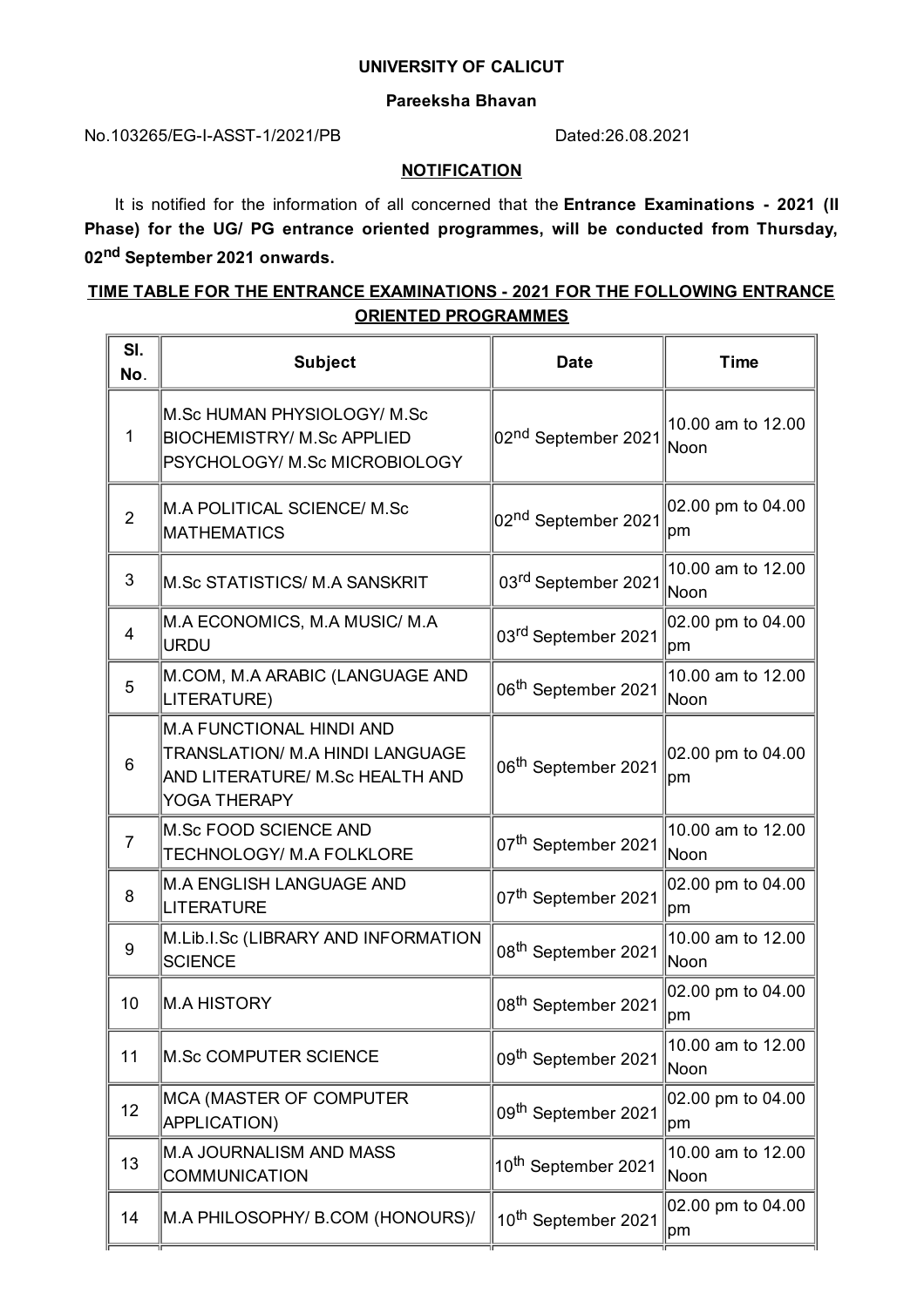**UNIVERSITY OF CALICUT**

**Pareeksha Bhavan**

No.103265/EG-I-ASST-1/2021/PB Dated:26.08.2021

**NOTIFICATION**

It is notified for the information of all concerned that the **Entrance Examinations - 2021 (II Phase) for the UG/ PG entrance oriented programmes, will be conducted from Thursday, 02nd September 2021 onwards.**

**TIME TABLE FOR THE ENTRANCE EXAMINATIONS - 2021 FOR THE FOLLOWING ENTRANCE ORIENTED PROGRAMMES**

| Sl. No. | Subject | Date | Time |
|---|---|---|---|
| 1 | M.Sc HUMAN PHYSIOLOGY/ M.Sc BIOCHEMISTRY/ M.Sc APPLIED PSYCHOLOGY/ M.Sc MICROBIOLOGY | 02nd September 2021 | 10.00 am to 12.00 Noon |
| 2 | M.A POLITICAL SCIENCE/ M.Sc MATHEMATICS | 02nd September 2021 | 02.00 pm to 04.00 pm |
| 3 | M.Sc STATISTICS/ M.A SANSKRIT | 03rd September 2021 | 10.00 am to 12.00 Noon |
| 4 | M.A ECONOMICS, M.A MUSIC/ M.A URDU | 03rd September 2021 | 02.00 pm to 04.00 pm |
| 5 | M.COM, M.A ARABIC (LANGUAGE AND LITERATURE) | 06th September 2021 | 10.00 am to 12.00 Noon |
| 6 | M.A FUNCTIONAL HINDI AND TRANSLATION/ M.A HINDI LANGUAGE AND LITERATURE/ M.Sc HEALTH AND YOGA THERAPY | 06th September 2021 | 02.00 pm to 04.00 pm |
| 7 | M.Sc FOOD SCIENCE AND TECHNOLOGY/ M.A FOLKLORE | 07th September 2021 | 10.00 am to 12.00 Noon |
| 8 | M.A ENGLISH LANGUAGE AND LITERATURE | 07th September 2021 | 02.00 pm to 04.00 pm |
| 9 | M.Lib.I.Sc (LIBRARY AND INFORMATION SCIENCE | 08th September 2021 | 10.00 am to 12.00 Noon |
| 10 | M.A HISTORY | 08th September 2021 | 02.00 pm to 04.00 pm |
| 11 | M.Sc COMPUTER SCIENCE | 09th September 2021 | 10.00 am to 12.00 Noon |
| 12 | MCA (MASTER OF COMPUTER APPLICATION) | 09th September 2021 | 02.00 pm to 04.00 pm |
| 13 | M.A JOURNALISM AND MASS COMMUNICATION | 10th September 2021 | 10.00 am to 12.00 Noon |
| 14 | M.A PHILOSOPHY/ B.COM (HONOURS)/ | 10th September 2021 | 02.00 pm to 04.00 pm |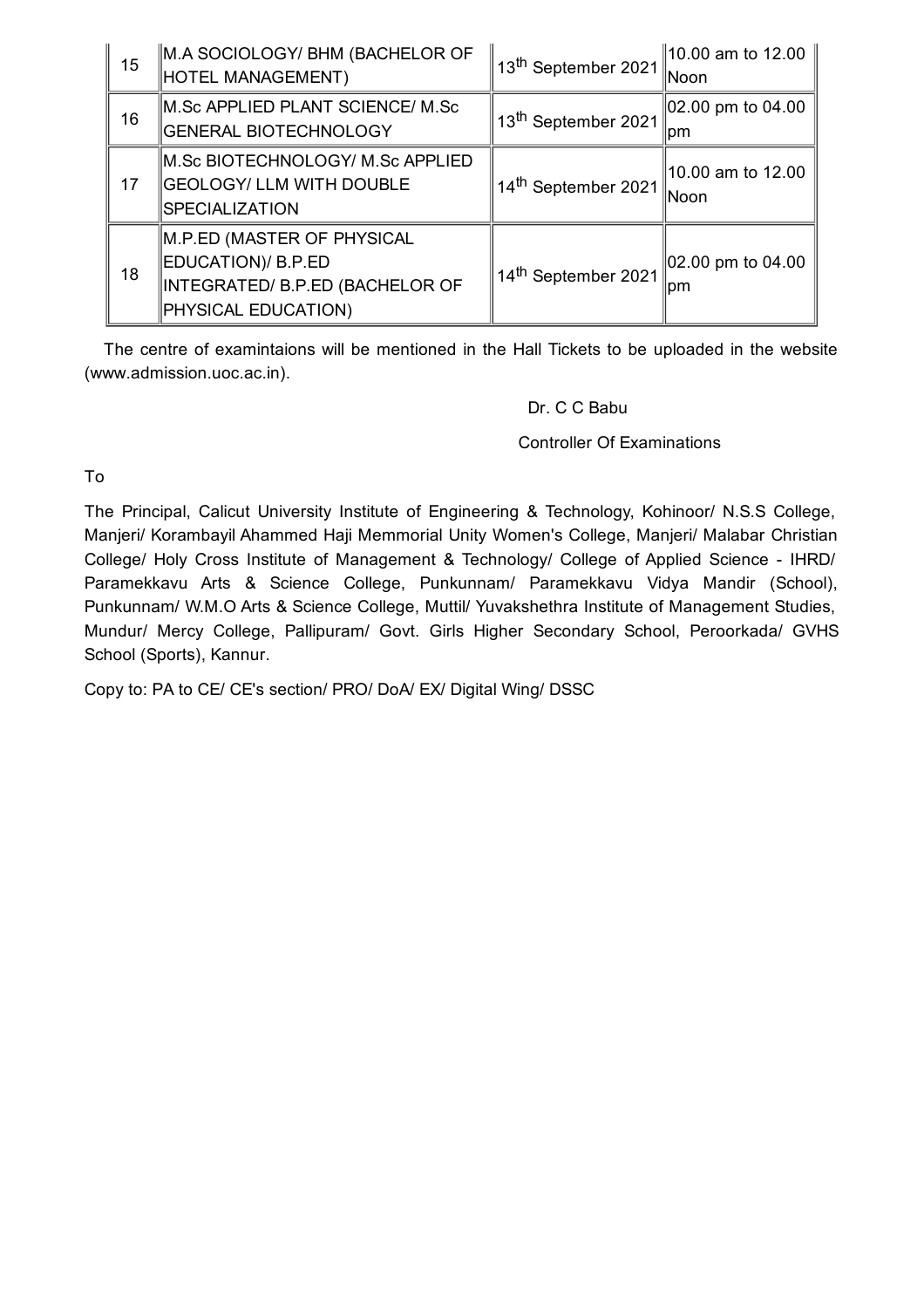| | | | |
|---|---|---|---|
| 15 | M.A SOCIOLOGY/ BHM (BACHELOR OF HOTEL MANAGEMENT) | 13th September 2021 | 10.00 am to 12.00 Noon |
| 16 | M.Sc APPLIED PLANT SCIENCE/ M.Sc GENERAL BIOTECHNOLOGY | 13th September 2021 | 02.00 pm to 04.00 pm |
| 17 | M.Sc BIOTECHNOLOGY/ M.Sc APPLIED GEOLOGY/ LLM WITH DOUBLE SPECIALIZATION | 14th September 2021 | 10.00 am to 12.00 Noon |
| 18 | M.P.ED (MASTER OF PHYSICAL EDUCATION)/ B.P.ED INTEGRATED/ B.P.ED (BACHELOR OF PHYSICAL EDUCATION) | 14th September 2021 | 02.00 pm to 04.00 pm |

The centre of examintaions will be mentioned in the Hall Tickets to be uploaded in the website (www.admission.uoc.ac.in).

Dr. C C Babu

Controller Of Examinations

To

The Principal, Calicut University Institute of Engineering & Technology, Kohinoor/ N.S.S College, Manjeri/ Korambayil Ahammed Haji Memmorial Unity Women's College, Manjeri/ Malabar Christian College/ Holy Cross Institute of Management & Technology/ College of Applied Science - IHRD/ Paramekkavu Arts & Science College, Punkunnam/ Paramekkavu Vidya Mandir (School), Punkunnam/ W.M.O Arts & Science College, Muttil/ Yuvakshethra Institute of Management Studies, Mundur/ Mercy College, Pallipuram/ Govt. Girls Higher Secondary School, Peroorkada/ GVHS School (Sports), Kannur.

Copy to: PA to CE/ CE's section/ PRO/ DoA/ EX/ Digital Wing/ DSSC